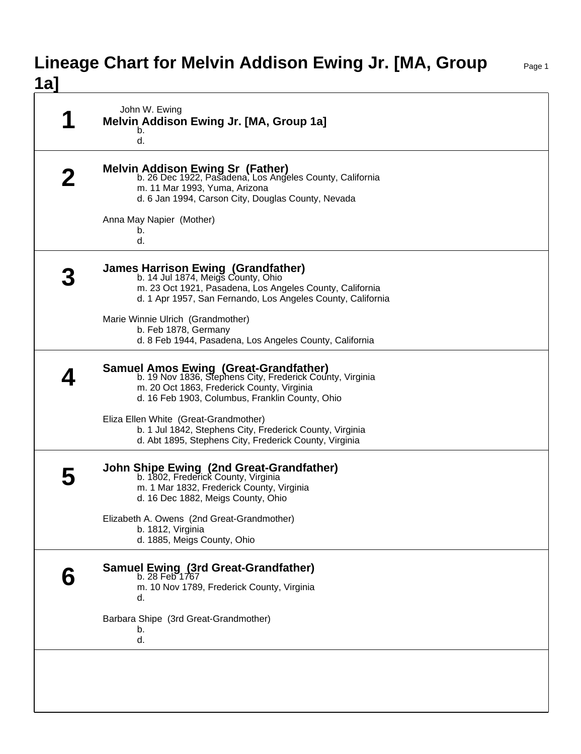# Lineage Chart for Melvin Addison Ewing Jr. [MA, Group 1a]

## 1

John W. Ewing

**Melvin Addison Ewing Jr. [MA, Group 1a]**

b.

d.

## 2

**Melvin Addison Ewing Sr (Father)**

b. 26 Dec 1922, Pasadena, Los Angeles County, California

m. 11 Mar 1993, Yuma, Arizona

d. 6 Jan 1994, Carson City, Douglas County, Nevada

Anna May Napier (Mother)

b.

d.

## 3

**James Harrison Ewing (Grandfather)**

b. 14 Jul 1874, Meigs County, Ohio

m. 23 Oct 1921, Pasadena, Los Angeles County, California

d. 1 Apr 1957, San Fernando, Los Angeles County, California

Marie Winnie Ulrich (Grandmother)

b. Feb 1878, Germany

d. 8 Feb 1944, Pasadena, Los Angeles County, California

## 4

**Samuel Amos Ewing (Great-Grandfather)**

b. 19 Nov 1836, Stephens City, Frederick County, Virginia

m. 20 Oct 1863, Frederick County, Virginia

d. 16 Feb 1903, Columbus, Franklin County, Ohio

Eliza Ellen White (Great-Grandmother)

b. 1 Jul 1842, Stephens City, Frederick County, Virginia

d. Abt 1895, Stephens City, Frederick County, Virginia

## 5

**John Shipe Ewing (2nd Great-Grandfather)**

b. 1802, Frederick County, Virginia

m. 1 Mar 1832, Frederick County, Virginia

d. 16 Dec 1882, Meigs County, Ohio

Elizabeth A. Owens (2nd Great-Grandmother)

b. 1812, Virginia

d. 1885, Meigs County, Ohio

## 6

**Samuel Ewing (3rd Great-Grandfather)**

b. 28 Feb 1767

m. 10 Nov 1789, Frederick County, Virginia

d.

Barbara Shipe (3rd Great-Grandmother)

b.

d.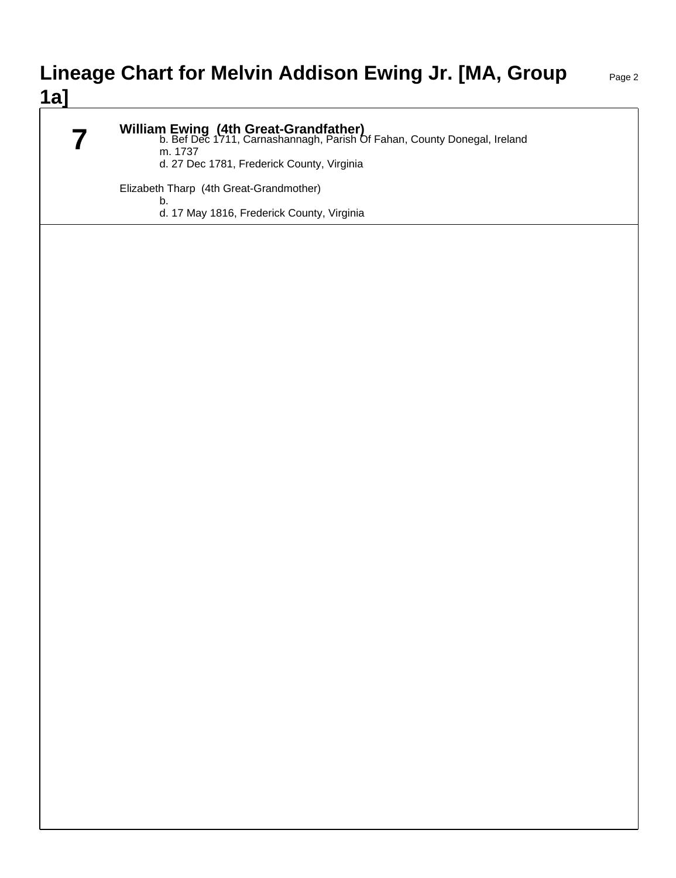# Lineage Chart for Melvin Addison Ewing Jr. [MA, Group 1a]

**7**

**William Ewing (4th Great-Grandfather)**
b. Bef Dec 1711, Carnashannagh, Parish Of Fahan, County Donegal, Ireland
m. 1737
d. 27 Dec 1781, Frederick County, Virginia

Elizabeth Tharp (4th Great-Grandmother)
b.
d. 17 May 1816, Frederick County, Virginia